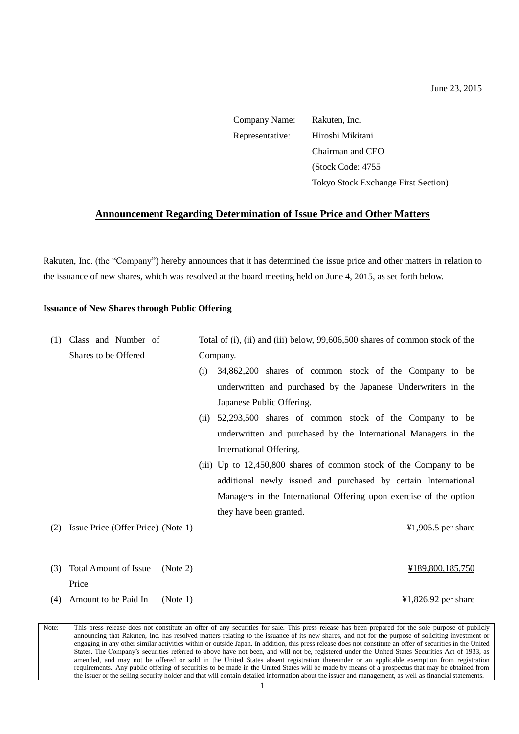June 23, 2015

Company Name: Rakuten, Inc.
Representative: Hiroshi Mikitani
Chairman and CEO
(Stock Code: 4755
Tokyo Stock Exchange First Section)

## Announcement Regarding Determination of Issue Price and Other Matters

Rakuten, Inc. (the "Company") hereby announces that it has determined the issue price and other matters in relation to the issuance of new shares, which was resolved at the board meeting held on June 4, 2015, as set forth below.

**Issuance of New Shares through Public Offering**

(1) Class and Number of Shares to be Offered

Total of (i), (ii) and (iii) below, 99,606,500 shares of common stock of the Company.

(i) 34,862,200 shares of common stock of the Company to be underwritten and purchased by the Japanese Underwriters in the Japanese Public Offering.

(ii) 52,293,500 shares of common stock of the Company to be underwritten and purchased by the International Managers in the International Offering.

(iii) Up to 12,450,800 shares of common stock of the Company to be additional newly issued and purchased by certain International Managers in the International Offering upon exercise of the option they have been granted.

(2) Issue Price (Offer Price) (Note 1) ¥1,905.5 per share

(3) Total Amount of Issue Price (Note 2) ¥189,800,185,750

(4) Amount to be Paid In (Note 1) ¥1,826.92 per share

Note: This press release does not constitute an offer of any securities for sale. This press release has been prepared for the sole purpose of publicly announcing that Rakuten, Inc. has resolved matters relating to the issuance of its new shares, and not for the purpose of soliciting investment or engaging in any other similar activities within or outside Japan. In addition, this press release does not constitute an offer of securities in the United States. The Company's securities referred to above have not been, and will not be, registered under the United States Securities Act of 1933, as amended, and may not be offered or sold in the United States absent registration thereunder or an applicable exemption from registration requirements. Any public offering of securities to be made in the United States will be made by means of a prospectus that may be obtained from the issuer or the selling security holder and that will contain detailed information about the issuer and management, as well as financial statements.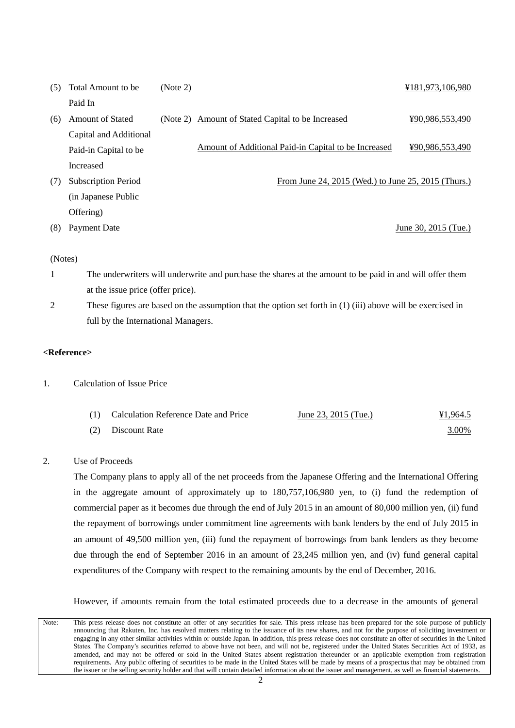| | | | | |
|---|---|---|---|---|
| (5) | Total Amount to be Paid In | (Note 2) | | ¥181,973,106,980 |
| (6) | Amount of Stated Capital and Additional Paid-in Capital to be Increased | (Note 2) | Amount of Stated Capital to be Increased | ¥90,986,553,490 |
| | | | Amount of Additional Paid-in Capital to be Increased | ¥90,986,553,490 |
| (7) | Subscription Period (in Japanese Public Offering) | | | From June 24, 2015 (Wed.) to June 25, 2015 (Thurs.) |
| (8) | Payment Date | | | June 30, 2015 (Tue.) |

(Notes)

1. The underwriters will underwrite and purchase the shares at the amount to be paid in and will offer them at the issue price (offer price).
2. These figures are based on the assumption that the option set forth in (1) (iii) above will be exercised in full by the International Managers.

**<Reference>**

1. Calculation of Issue Price

| | | | |
|---|---|---|---|
| (1) | Calculation Reference Date and Price | June 23, 2015 (Tue.) | ¥1,964.5 |
| (2) | Discount Rate | | 3.00% |

2. Use of Proceeds

The Company plans to apply all of the net proceeds from the Japanese Offering and the International Offering in the aggregate amount of approximately up to 180,757,106,980 yen, to (i) fund the redemption of commercial paper as it becomes due through the end of July 2015 in an amount of 80,000 million yen, (ii) fund the repayment of borrowings under commitment line agreements with bank lenders by the end of July 2015 in an amount of 49,500 million yen, (iii) fund the repayment of borrowings from bank lenders as they become due through the end of September 2016 in an amount of 23,245 million yen, and (iv) fund general capital expenditures of the Company with respect to the remaining amounts by the end of December, 2016.

However, if amounts remain from the total estimated proceeds due to a decrease in the amounts of general

| | |
|---|---|
| Note: | This press release does not constitute an offer of any securities for sale. This press release has been prepared for the sole purpose of publicly announcing that Rakuten, Inc. has resolved matters relating to the issuance of its new shares, and not for the purpose of soliciting investment or engaging in any other similar activities within or outside Japan. In addition, this press release does not constitute an offer of securities in the United States. The Company's securities referred to above have not been, and will not be, registered under the United States Securities Act of 1933, as amended, and may not be offered or sold in the United States absent registration thereunder or an applicable exemption from registration requirements. Any public offering of securities to be made in the United States will be made by means of a prospectus that may be obtained from the issuer or the selling security holder and that will contain detailed information about the issuer and management, as well as financial statements. |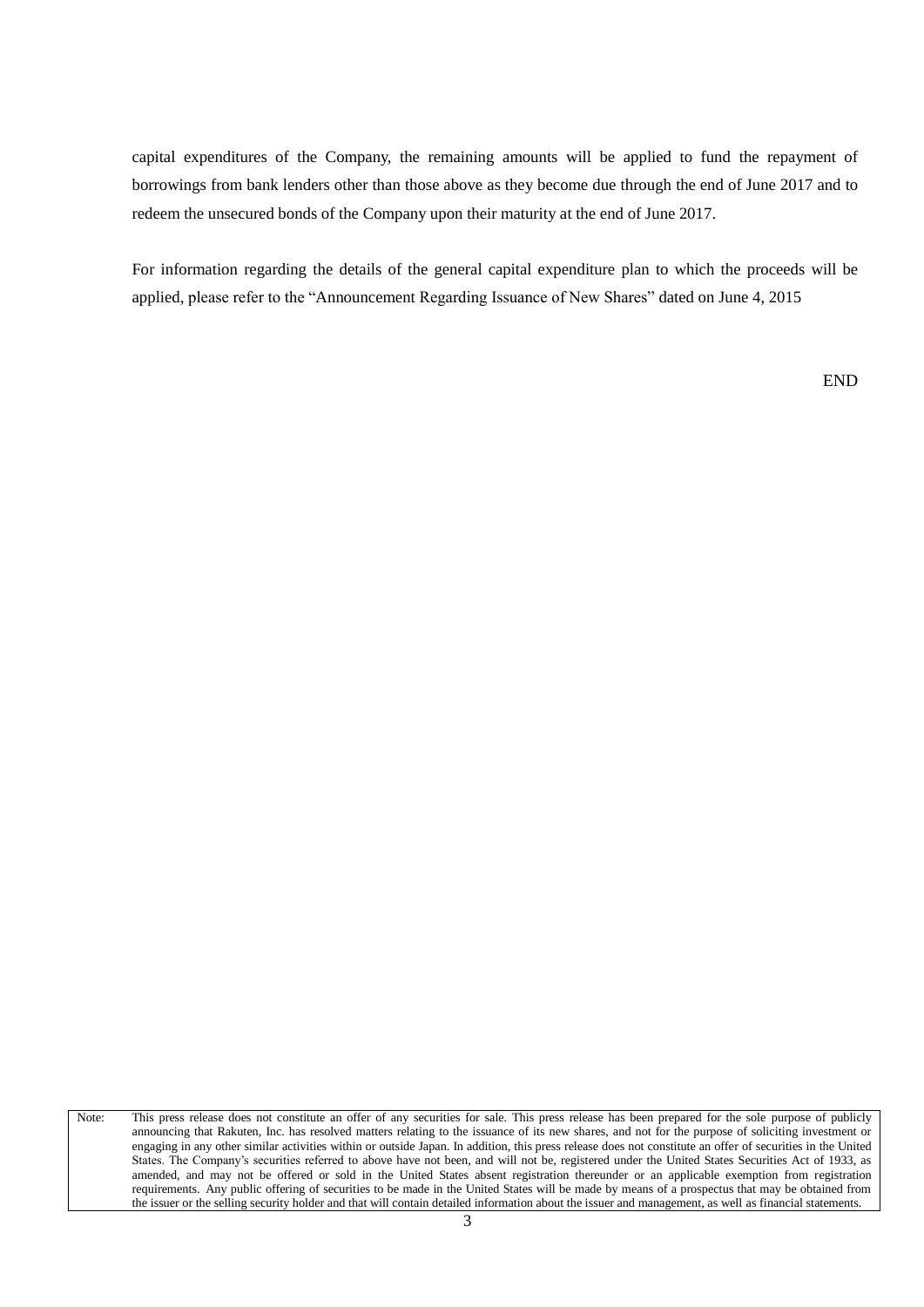capital expenditures of the Company, the remaining amounts will be applied to fund the repayment of borrowings from bank lenders other than those above as they become due through the end of June 2017 and to redeem the unsecured bonds of the Company upon their maturity at the end of June 2017.

For information regarding the details of the general capital expenditure plan to which the proceeds will be applied, please refer to the "Announcement Regarding Issuance of New Shares" dated on June 4, 2015

END

Note: This press release does not constitute an offer of any securities for sale. This press release has been prepared for the sole purpose of publicly announcing that Rakuten, Inc. has resolved matters relating to the issuance of its new shares, and not for the purpose of soliciting investment or engaging in any other similar activities within or outside Japan. In addition, this press release does not constitute an offer of securities in the United States. The Company's securities referred to above have not been, and will not be, registered under the United States Securities Act of 1933, as amended, and may not be offered or sold in the United States absent registration thereunder or an applicable exemption from registration requirements. Any public offering of securities to be made in the United States will be made by means of a prospectus that may be obtained from the issuer or the selling security holder and that will contain detailed information about the issuer and management, as well as financial statements.